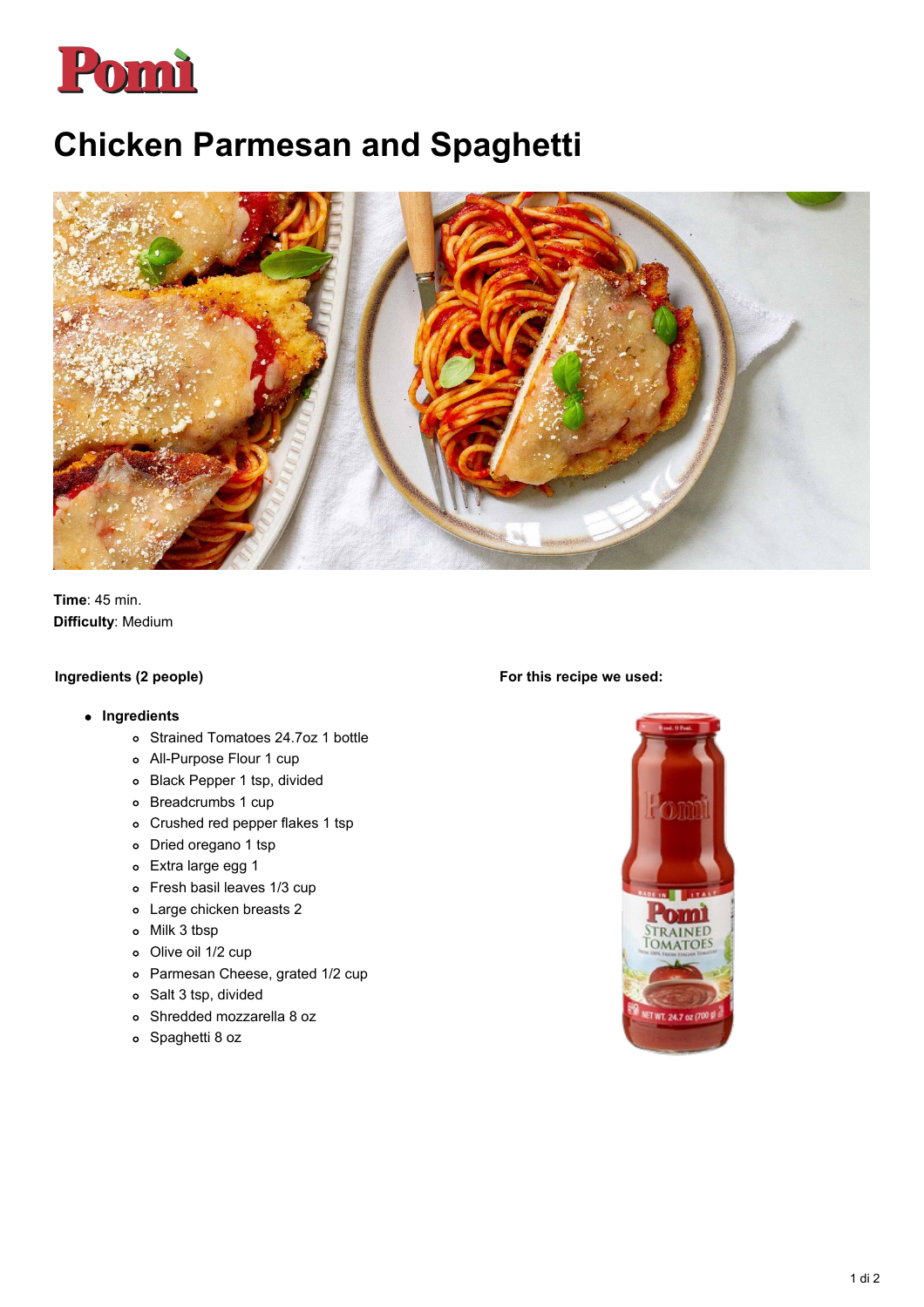# Chicken Parmesan and Spaghetti

**Time**: 45 min.
**Difficulty**: Medium

**Ingredients (2 people)**

- **Ingredients**
  - Strained Tomatoes 24.7oz 1 bottle
  - All-Purpose Flour 1 cup
  - Black Pepper 1 tsp, divided
  - Breadcrumbs 1 cup
  - Crushed red pepper flakes 1 tsp
  - Dried oregano 1 tsp
  - Extra large egg 1
  - Fresh basil leaves 1/3 cup
  - Large chicken breasts 2
  - Milk 3 tbsp
  - Olive oil 1/2 cup
  - Parmesan Cheese, grated 1/2 cup
  - Salt 3 tsp, divided
  - Shredded mozzarella 8 oz
  - Spaghetti 8 oz

**For this recipe we used:**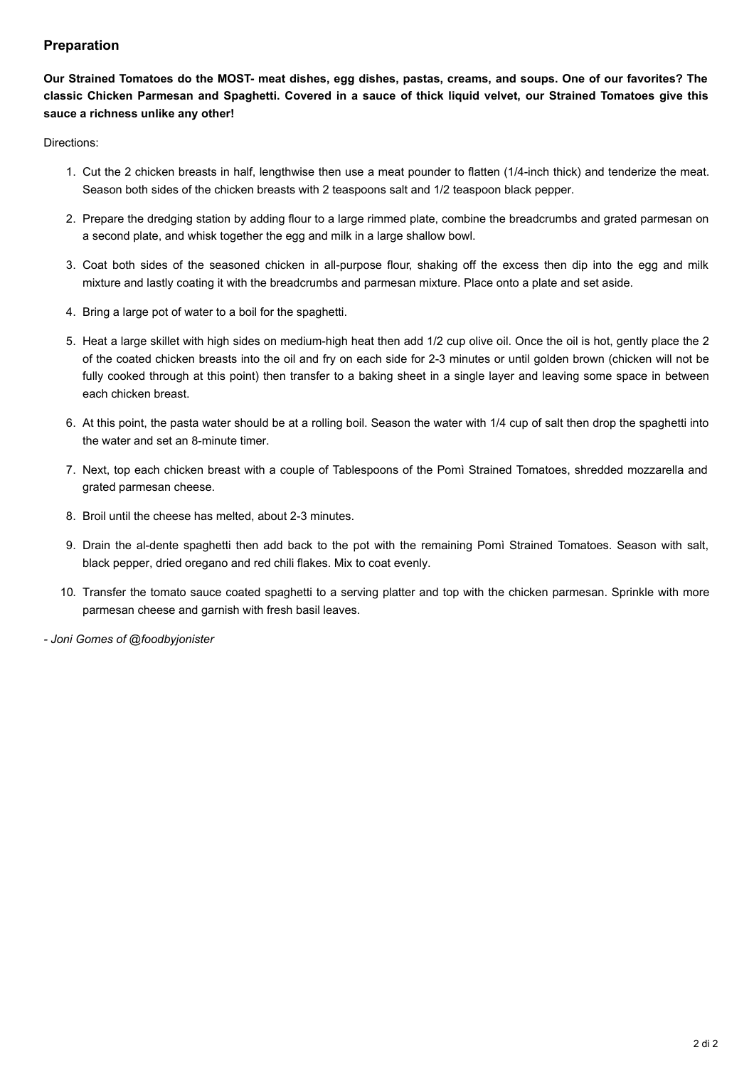## Preparation

**Our Strained Tomatoes do the MOST- meat dishes, egg dishes, pastas, creams, and soups. One of our favorites? The classic Chicken Parmesan and Spaghetti. Covered in a sauce of thick liquid velvet, our Strained Tomatoes give this sauce a richness unlike any other!**

Directions:

1. Cut the 2 chicken breasts in half, lengthwise then use a meat pounder to flatten (1/4-inch thick) and tenderize the meat. Season both sides of the chicken breasts with 2 teaspoons salt and 1/2 teaspoon black pepper.
2. Prepare the dredging station by adding flour to a large rimmed plate, combine the breadcrumbs and grated parmesan on a second plate, and whisk together the egg and milk in a large shallow bowl.
3. Coat both sides of the seasoned chicken in all-purpose flour, shaking off the excess then dip into the egg and milk mixture and lastly coating it with the breadcrumbs and parmesan mixture. Place onto a plate and set aside.
4. Bring a large pot of water to a boil for the spaghetti.
5. Heat a large skillet with high sides on medium-high heat then add 1/2 cup olive oil. Once the oil is hot, gently place the 2 of the coated chicken breasts into the oil and fry on each side for 2-3 minutes or until golden brown (chicken will not be fully cooked through at this point) then transfer to a baking sheet in a single layer and leaving some space in between each chicken breast.
6. At this point, the pasta water should be at a rolling boil. Season the water with 1/4 cup of salt then drop the spaghetti into the water and set an 8-minute timer.
7. Next, top each chicken breast with a couple of Tablespoons of the Pomì Strained Tomatoes, shredded mozzarella and grated parmesan cheese.
8. Broil until the cheese has melted, about 2-3 minutes.
9. Drain the al-dente spaghetti then add back to the pot with the remaining Pomì Strained Tomatoes. Season with salt, black pepper, dried oregano and red chili flakes. Mix to coat evenly.
10. Transfer the tomato sauce coated spaghetti to a serving platter and top with the chicken parmesan. Sprinkle with more parmesan cheese and garnish with fresh basil leaves.

*- Joni Gomes of @foodbyjonister*